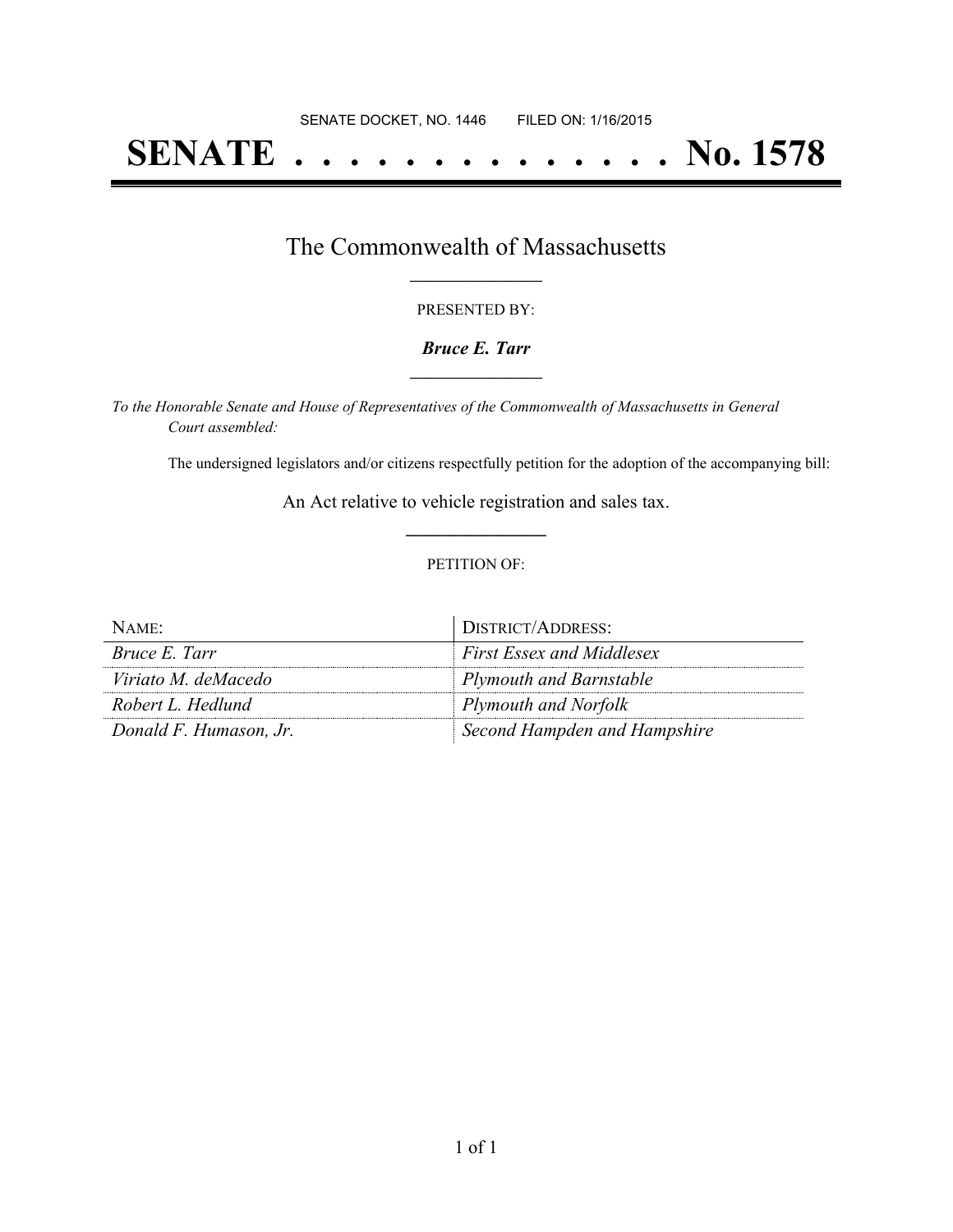SENATE DOCKET, NO. 1446        FILED ON: 1/16/2015

# SENATE . . . . . . . . . . . . . . No. 1578

## The Commonwealth of Massachusetts

PRESENTED BY:

***Bruce E. Tarr***

*To the Honorable Senate and House of Representatives of the Commonwealth of Massachusetts in General Court assembled:*

The undersigned legislators and/or citizens respectfully petition for the adoption of the accompanying bill:

An Act relative to vehicle registration and sales tax.

PETITION OF:

| NAME: | DISTRICT/ADDRESS: |
| --- | --- |
| *Bruce E. Tarr* | *First Essex and Middlesex* |
| *Viriato M. deMacedo* | *Plymouth and Barnstable* |
| *Robert L. Hedlund* | *Plymouth and Norfolk* |
| *Donald F. Humason, Jr.* | *Second Hampden and Hampshire* |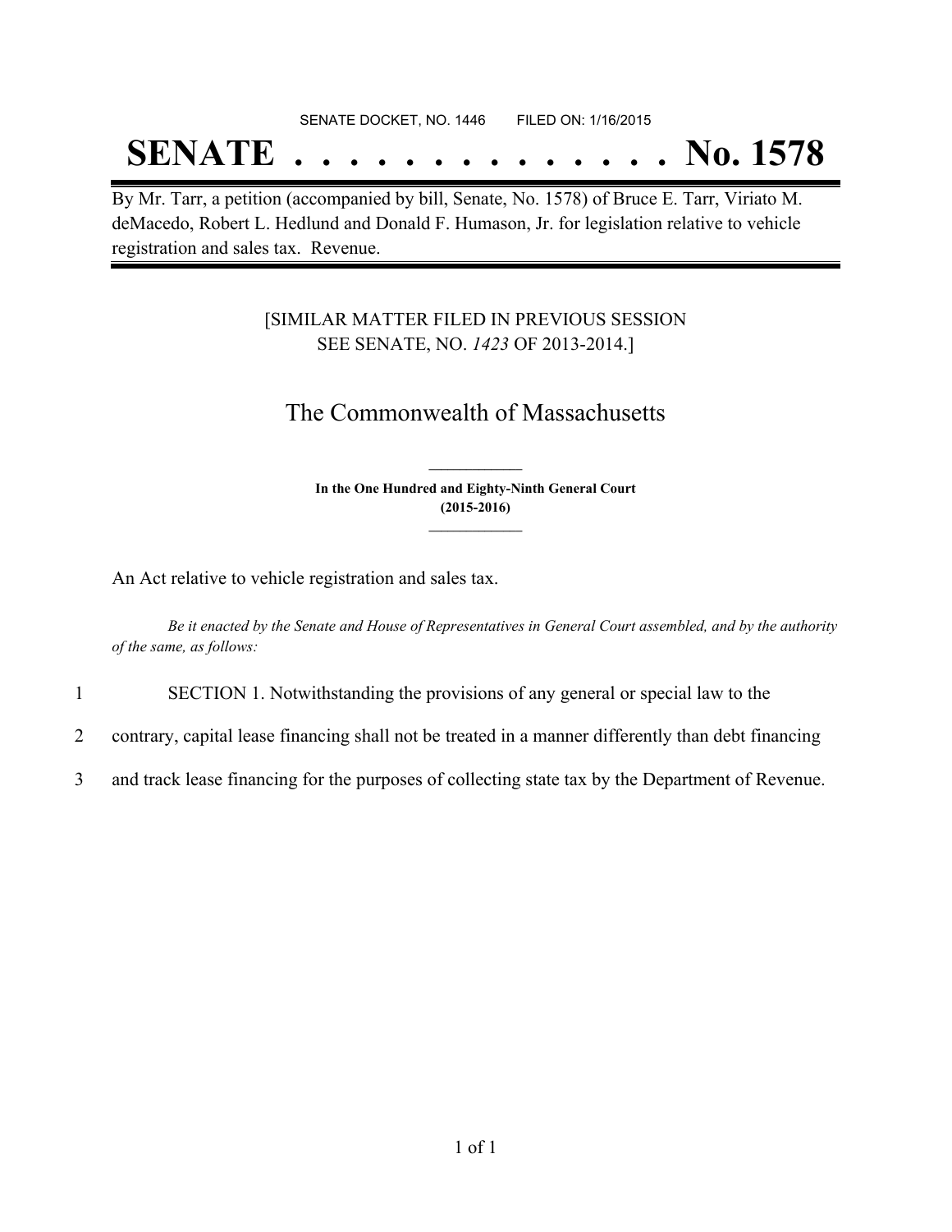SENATE DOCKET, NO. 1446        FILED ON: 1/16/2015

# SENATE . . . . . . . . . . . . . . No. 1578

By Mr. Tarr, a petition (accompanied by bill, Senate, No. 1578) of Bruce E. Tarr, Viriato M. deMacedo, Robert L. Hedlund and Donald F. Humason, Jr. for legislation relative to vehicle registration and sales tax. Revenue.

[SIMILAR MATTER FILED IN PREVIOUS SESSION
SEE SENATE, NO. *1423* OF 2013-2014.]

## The Commonwealth of Massachusetts

**In the One Hundred and Eighty-Ninth General Court**
**(2015-2016)**

An Act relative to vehicle registration and sales tax.

*Be it enacted by the Senate and House of Representatives in General Court assembled, and by the authority of the same, as follows:*

1 SECTION 1. Notwithstanding the provisions of any general or special law to the
2 contrary, capital lease financing shall not be treated in a manner differently than debt financing
3 and track lease financing for the purposes of collecting state tax by the Department of Revenue.